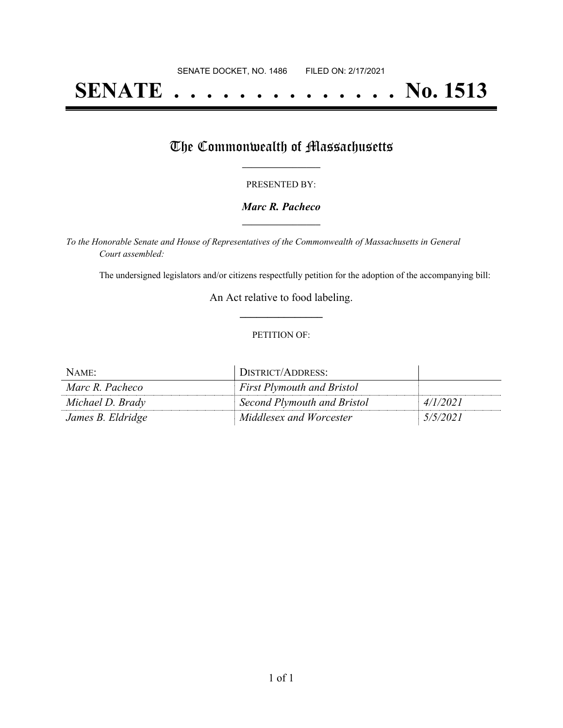SENATE DOCKET, NO. 1486        FILED ON: 2/17/2021

# SENATE . . . . . . . . . . . . . . No. 1513

## The Commonwealth of Massachusetts

PRESENTED BY:

***Marc R. Pacheco***

*To the Honorable Senate and House of Representatives of the Commonwealth of Massachusetts in General Court assembled:*

The undersigned legislators and/or citizens respectfully petition for the adoption of the accompanying bill:

An Act relative to food labeling.

PETITION OF:

| NAME: | DISTRICT/ADDRESS: | |
| --- | --- | --- |
| *Marc R. Pacheco* | *First Plymouth and Bristol* | |
| *Michael D. Brady* | *Second Plymouth and Bristol* | *4/1/2021* |
| *James B. Eldridge* | *Middlesex and Worcester* | *5/5/2021* |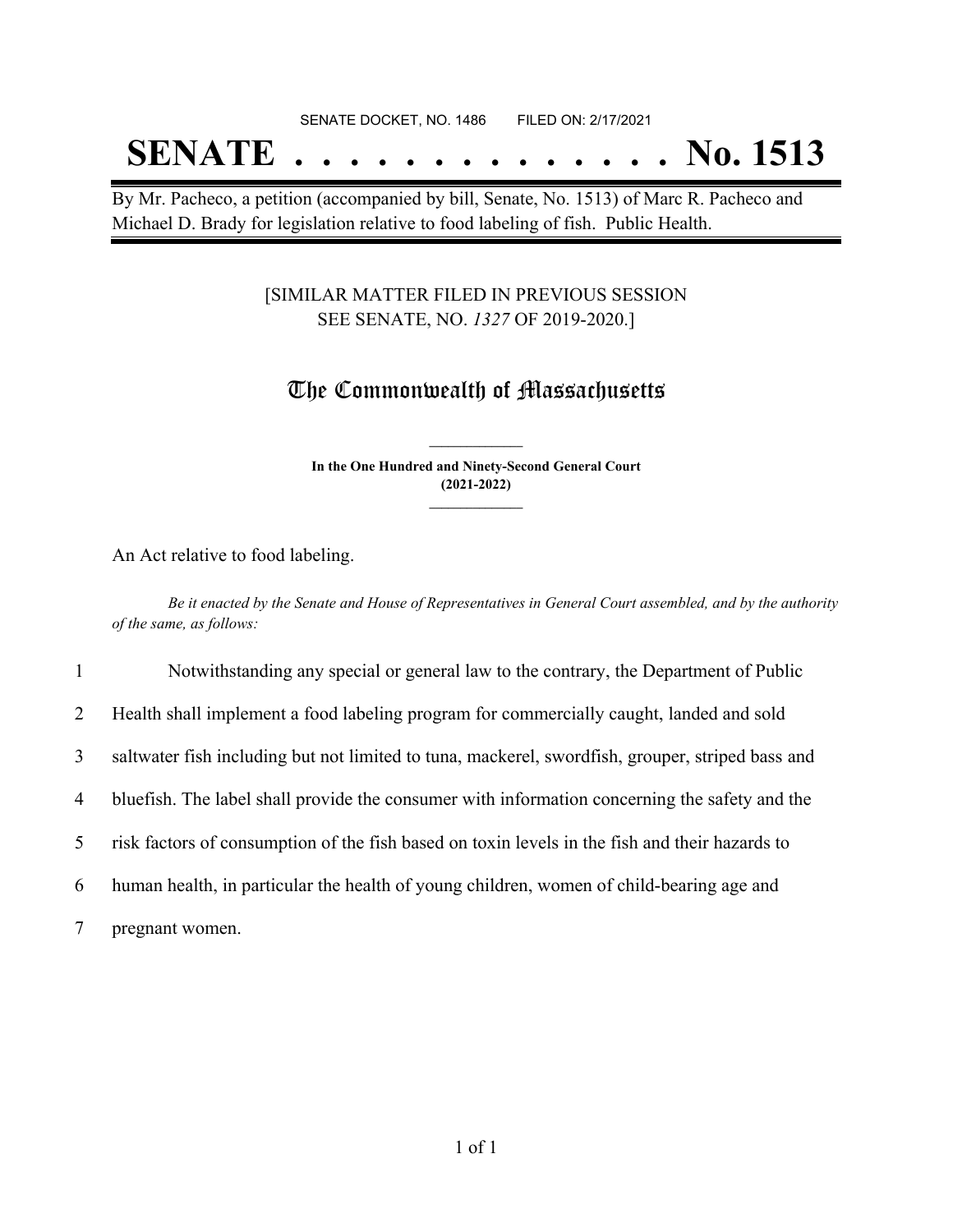SENATE DOCKET, NO. 1486        FILED ON: 2/17/2021

# SENATE . . . . . . . . . . . . . . No. 1513

By Mr. Pacheco, a petition (accompanied by bill, Senate, No. 1513) of Marc R. Pacheco and Michael D. Brady for legislation relative to food labeling of fish. Public Health.

[SIMILAR MATTER FILED IN PREVIOUS SESSION SEE SENATE, NO. *1327* OF 2019-2020.]

## The Commonwealth of Massachusetts

**In the One Hundred and Ninety-Second General Court (2021-2022)**

An Act relative to food labeling.

*Be it enacted by the Senate and House of Representatives in General Court assembled, and by the authority of the same, as follows:*

1 Notwithstanding any special or general law to the contrary, the Department of Public
2 Health shall implement a food labeling program for commercially caught, landed and sold
3 saltwater fish including but not limited to tuna, mackerel, swordfish, grouper, striped bass and
4 bluefish. The label shall provide the consumer with information concerning the safety and the
5 risk factors of consumption of the fish based on toxin levels in the fish and their hazards to
6 human health, in particular the health of young children, women of child-bearing age and
7 pregnant women.